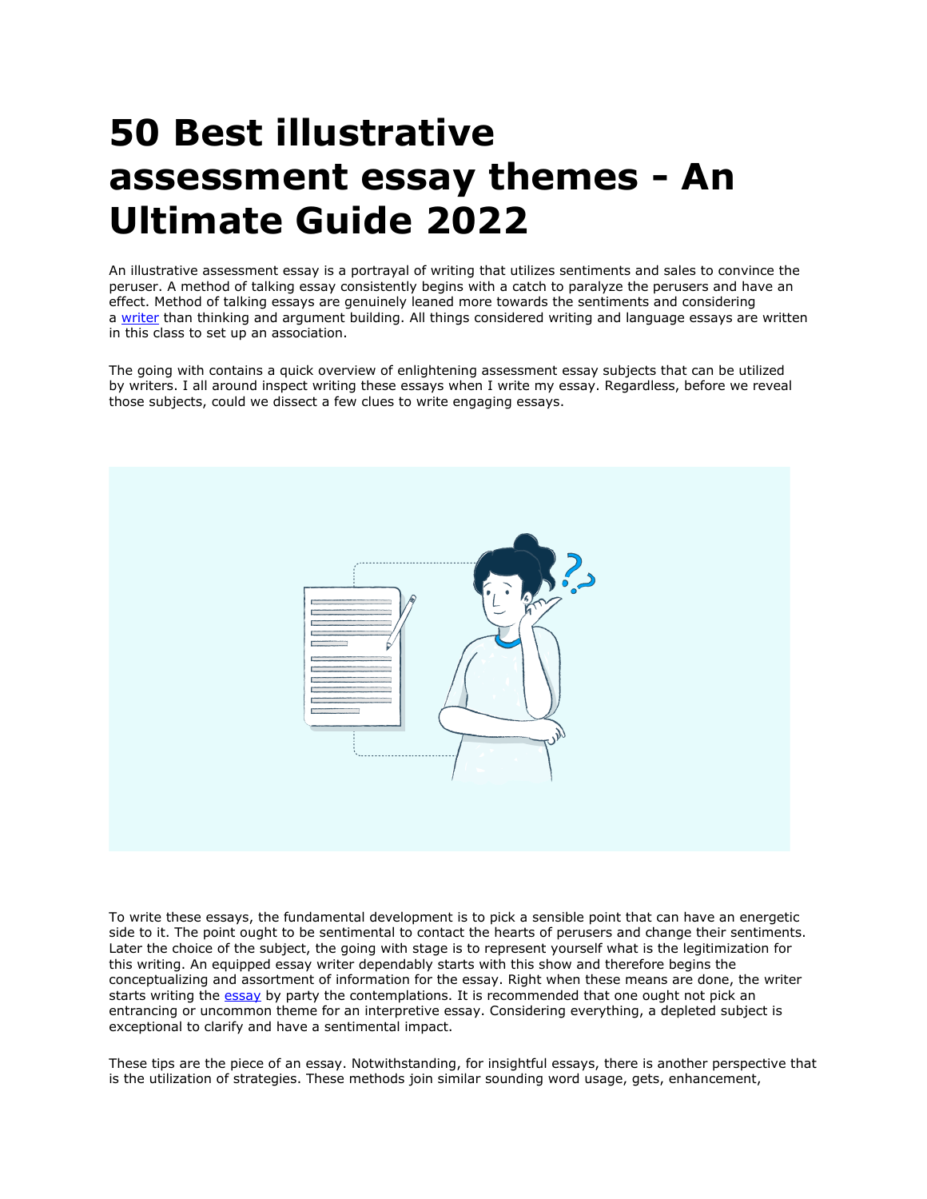# 50 Best illustrative assessment essay themes - An Ultimate Guide 2022

An illustrative assessment essay is a portrayal of writing that utilizes sentiments and sales to convince the peruser. A method of talking essay consistently begins with a catch to paralyze the perusers and have an effect. Method of talking essays are genuinely leaned more towards the sentiments and considering a [writer](writer) than thinking and argument building. All things considered writing and language essays are written in this class to set up an association.

The going with contains a quick overview of enlightening assessment essay subjects that can be utilized by writers. I all around inspect writing these essays when I write my essay. Regardless, before we reveal those subjects, could we dissect a few clues to write engaging essays.

To write these essays, the fundamental development is to pick a sensible point that can have an energetic side to it. The point ought to be sentimental to contact the hearts of perusers and change their sentiments. Later the choice of the subject, the going with stage is to represent yourself what is the legitimization for this writing. An equipped essay writer dependably starts with this show and therefore begins the conceptualizing and assortment of information for the essay. Right when these means are done, the writer starts writing the [essay](essay) by party the contemplations. It is recommended that one ought not pick an entrancing or uncommon theme for an interpretive essay. Considering everything, a depleted subject is exceptional to clarify and have a sentimental impact.

These tips are the piece of an essay. Notwithstanding, for insightful essays, there is another perspective that is the utilization of strategies. These methods join similar sounding word usage, gets, enhancement,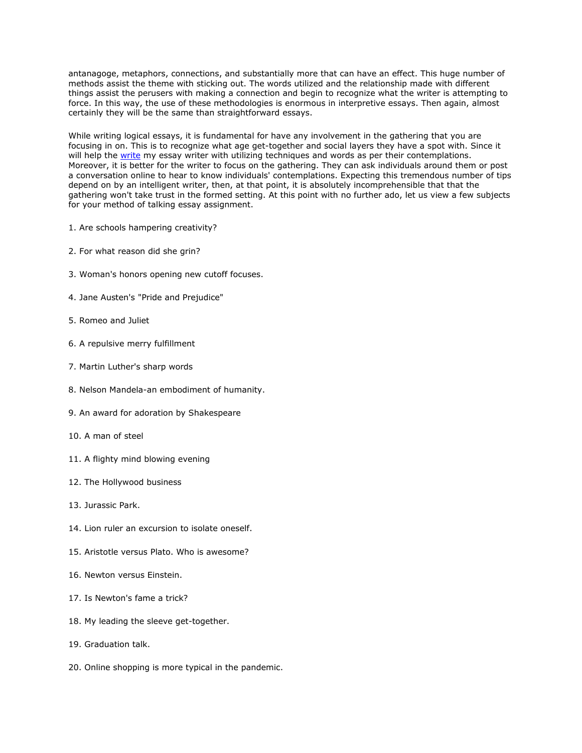antanagoge, metaphors, connections, and substantially more that can have an effect. This huge number of methods assist the theme with sticking out. The words utilized and the relationship made with different things assist the perusers with making a connection and begin to recognize what the writer is attempting to force. In this way, the use of these methodologies is enormous in interpretive essays. Then again, almost certainly they will be the same than straightforward essays.

While writing logical essays, it is fundamental for have any involvement in the gathering that you are focusing in on. This is to recognize what age get-together and social layers they have a spot with. Since it will help the [write](write) my essay writer with utilizing techniques and words as per their contemplations. Moreover, it is better for the writer to focus on the gathering. They can ask individuals around them or post a conversation online to hear to know individuals' contemplations. Expecting this tremendous number of tips depend on by an intelligent writer, then, at that point, it is absolutely incomprehensible that that the gathering won't take trust in the formed setting. At this point with no further ado, let us view a few subjects for your method of talking essay assignment.

1. Are schools hampering creativity?

2. For what reason did she grin?

3. Woman's honors opening new cutoff focuses.

4. Jane Austen's "Pride and Prejudice"

5. Romeo and Juliet

6. A repulsive merry fulfillment

7. Martin Luther's sharp words

8. Nelson Mandela-an embodiment of humanity.

9. An award for adoration by Shakespeare

10. A man of steel

11. A flighty mind blowing evening

12. The Hollywood business

13. Jurassic Park.

14. Lion ruler an excursion to isolate oneself.

15. Aristotle versus Plato. Who is awesome?

16. Newton versus Einstein.

17. Is Newton's fame a trick?

18. My leading the sleeve get-together.

19. Graduation talk.

20. Online shopping is more typical in the pandemic.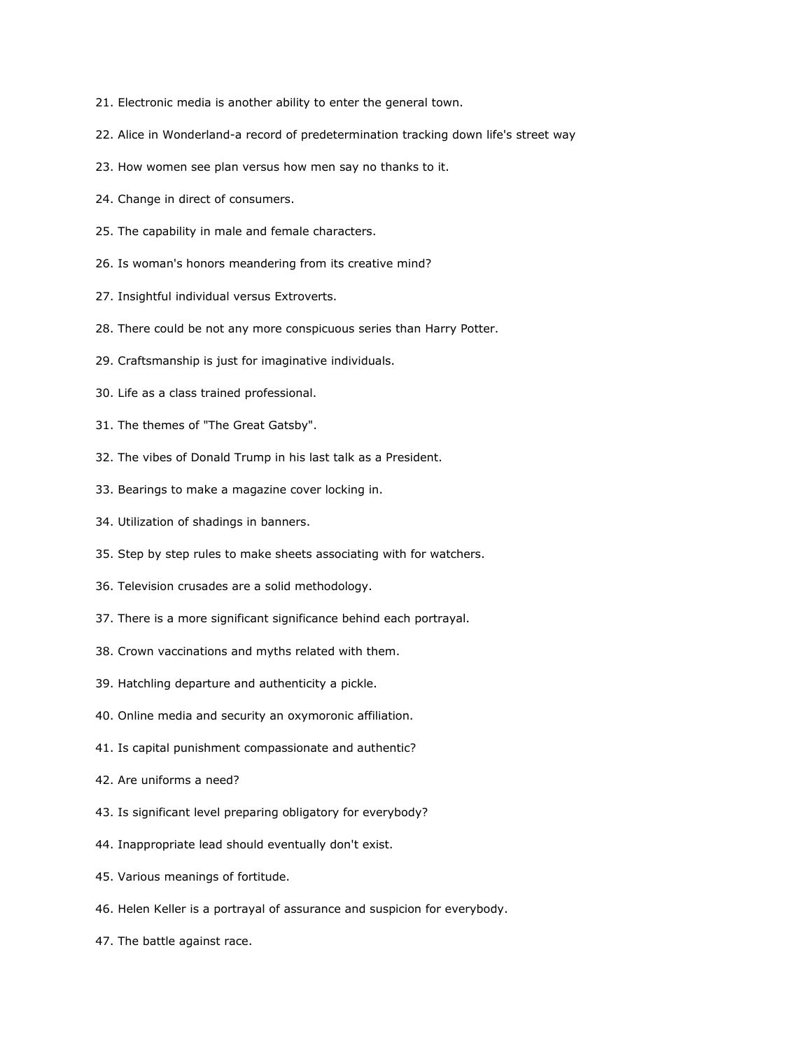21. Electronic media is another ability to enter the general town.
22. Alice in Wonderland-a record of predetermination tracking down life's street way
23. How women see plan versus how men say no thanks to it.
24. Change in direct of consumers.
25. The capability in male and female characters.
26. Is woman's honors meandering from its creative mind?
27. Insightful individual versus Extroverts.
28. There could be not any more conspicuous series than Harry Potter.
29. Craftsmanship is just for imaginative individuals.
30. Life as a class trained professional.
31. The themes of "The Great Gatsby".
32. The vibes of Donald Trump in his last talk as a President.
33. Bearings to make a magazine cover locking in.
34. Utilization of shadings in banners.
35. Step by step rules to make sheets associating with for watchers.
36. Television crusades are a solid methodology.
37. There is a more significant significance behind each portrayal.
38. Crown vaccinations and myths related with them.
39. Hatchling departure and authenticity a pickle.
40. Online media and security an oxymoronic affiliation.
41. Is capital punishment compassionate and authentic?
42. Are uniforms a need?
43. Is significant level preparing obligatory for everybody?
44. Inappropriate lead should eventually don't exist.
45. Various meanings of fortitude.
46. Helen Keller is a portrayal of assurance and suspicion for everybody.
47. The battle against race.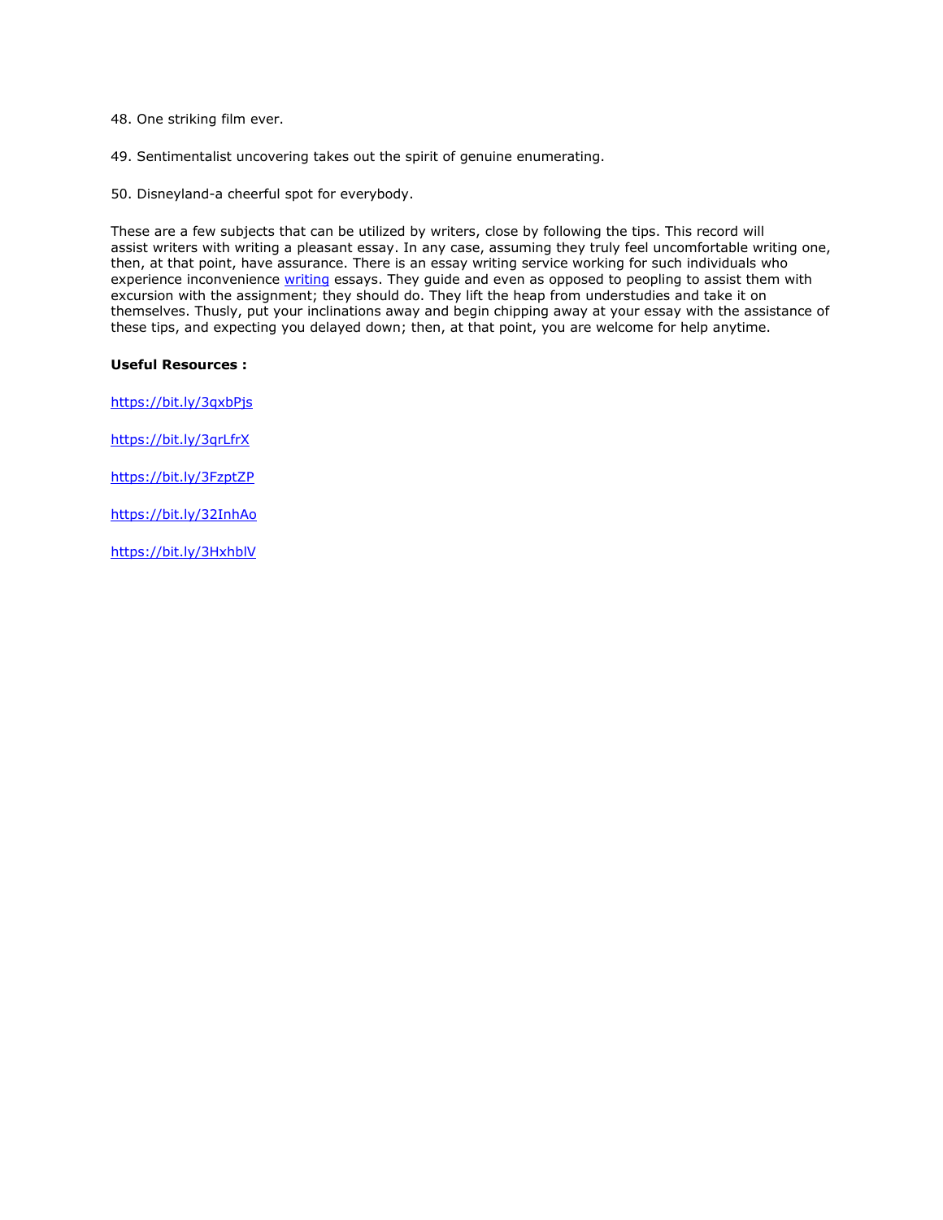48. One striking film ever.

49. Sentimentalist uncovering takes out the spirit of genuine enumerating.

50. Disneyland-a cheerful spot for everybody.

These are a few subjects that can be utilized by writers, close by following the tips. This record will assist writers with writing a pleasant essay. In any case, assuming they truly feel uncomfortable writing one, then, at that point, have assurance. There is an essay writing service working for such individuals who experience inconvenience [writing](#) essays. They guide and even as opposed to peopling to assist them with excursion with the assignment; they should do. They lift the heap from understudies and take it on themselves. Thusly, put your inclinations away and begin chipping away at your essay with the assistance of these tips, and expecting you delayed down; then, at that point, you are welcome for help anytime.

**Useful Resources :**

https://bit.ly/3qxbPjs

https://bit.ly/3qrLfrX

https://bit.ly/3FzptZP

https://bit.ly/32InhAo

https://bit.ly/3HxhblV